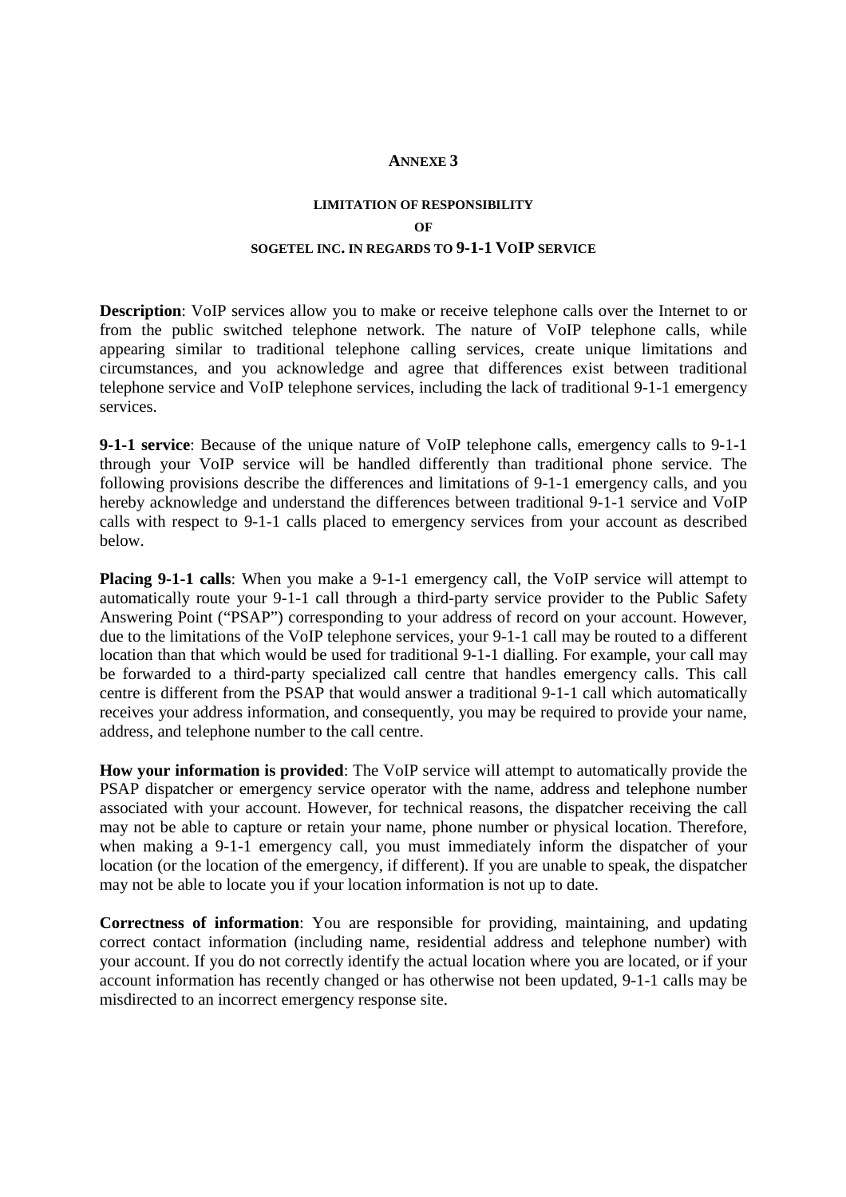# ANNEXE 3

## LIMITATION OF RESPONSIBILITY OF SOGETEL INC. IN REGARDS TO 9-1-1 VOIP SERVICE

**Description**: VoIP services allow you to make or receive telephone calls over the Internet to or from the public switched telephone network. The nature of VoIP telephone calls, while appearing similar to traditional telephone calling services, create unique limitations and circumstances, and you acknowledge and agree that differences exist between traditional telephone service and VoIP telephone services, including the lack of traditional 9-1-1 emergency services.

**9-1-1 service**: Because of the unique nature of VoIP telephone calls, emergency calls to 9-1-1 through your VoIP service will be handled differently than traditional phone service. The following provisions describe the differences and limitations of 9-1-1 emergency calls, and you hereby acknowledge and understand the differences between traditional 9-1-1 service and VoIP calls with respect to 9-1-1 calls placed to emergency services from your account as described below.

**Placing 9-1-1 calls**: When you make a 9-1-1 emergency call, the VoIP service will attempt to automatically route your 9-1-1 call through a third-party service provider to the Public Safety Answering Point ("PSAP") corresponding to your address of record on your account. However, due to the limitations of the VoIP telephone services, your 9-1-1 call may be routed to a different location than that which would be used for traditional 9-1-1 dialling. For example, your call may be forwarded to a third-party specialized call centre that handles emergency calls. This call centre is different from the PSAP that would answer a traditional 9-1-1 call which automatically receives your address information, and consequently, you may be required to provide your name, address, and telephone number to the call centre.

**How your information is provided**: The VoIP service will attempt to automatically provide the PSAP dispatcher or emergency service operator with the name, address and telephone number associated with your account. However, for technical reasons, the dispatcher receiving the call may not be able to capture or retain your name, phone number or physical location. Therefore, when making a 9-1-1 emergency call, you must immediately inform the dispatcher of your location (or the location of the emergency, if different). If you are unable to speak, the dispatcher may not be able to locate you if your location information is not up to date.

**Correctness of information**: You are responsible for providing, maintaining, and updating correct contact information (including name, residential address and telephone number) with your account. If you do not correctly identify the actual location where you are located, or if your account information has recently changed or has otherwise not been updated, 9-1-1 calls may be misdirected to an incorrect emergency response site.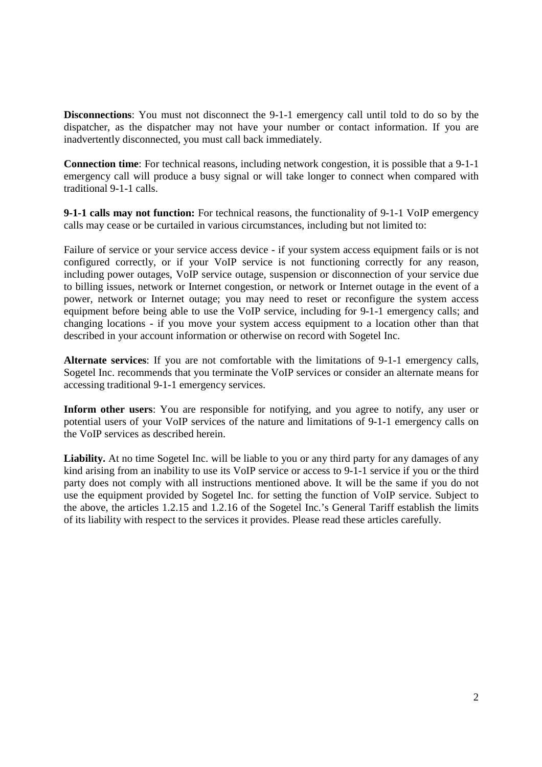**Disconnections**: You must not disconnect the 9-1-1 emergency call until told to do so by the dispatcher, as the dispatcher may not have your number or contact information. If you are inadvertently disconnected, you must call back immediately.

**Connection time**: For technical reasons, including network congestion, it is possible that a 9-1-1 emergency call will produce a busy signal or will take longer to connect when compared with traditional 9-1-1 calls.

**9-1-1 calls may not function:** For technical reasons, the functionality of 9-1-1 VoIP emergency calls may cease or be curtailed in various circumstances, including but not limited to:

Failure of service or your service access device - if your system access equipment fails or is not configured correctly, or if your VoIP service is not functioning correctly for any reason, including power outages, VoIP service outage, suspension or disconnection of your service due to billing issues, network or Internet congestion, or network or Internet outage in the event of a power, network or Internet outage; you may need to reset or reconfigure the system access equipment before being able to use the VoIP service, including for 9-1-1 emergency calls; and changing locations - if you move your system access equipment to a location other than that described in your account information or otherwise on record with Sogetel Inc.

**Alternate services**: If you are not comfortable with the limitations of 9-1-1 emergency calls, Sogetel Inc. recommends that you terminate the VoIP services or consider an alternate means for accessing traditional 9-1-1 emergency services.

**Inform other users**: You are responsible for notifying, and you agree to notify, any user or potential users of your VoIP services of the nature and limitations of 9-1-1 emergency calls on the VoIP services as described herein.

**Liability.** At no time Sogetel Inc. will be liable to you or any third party for any damages of any kind arising from an inability to use its VoIP service or access to 9-1-1 service if you or the third party does not comply with all instructions mentioned above. It will be the same if you do not use the equipment provided by Sogetel Inc. for setting the function of VoIP service. Subject to the above, the articles 1.2.15 and 1.2.16 of the Sogetel Inc.'s General Tariff establish the limits of its liability with respect to the services it provides. Please read these articles carefully.